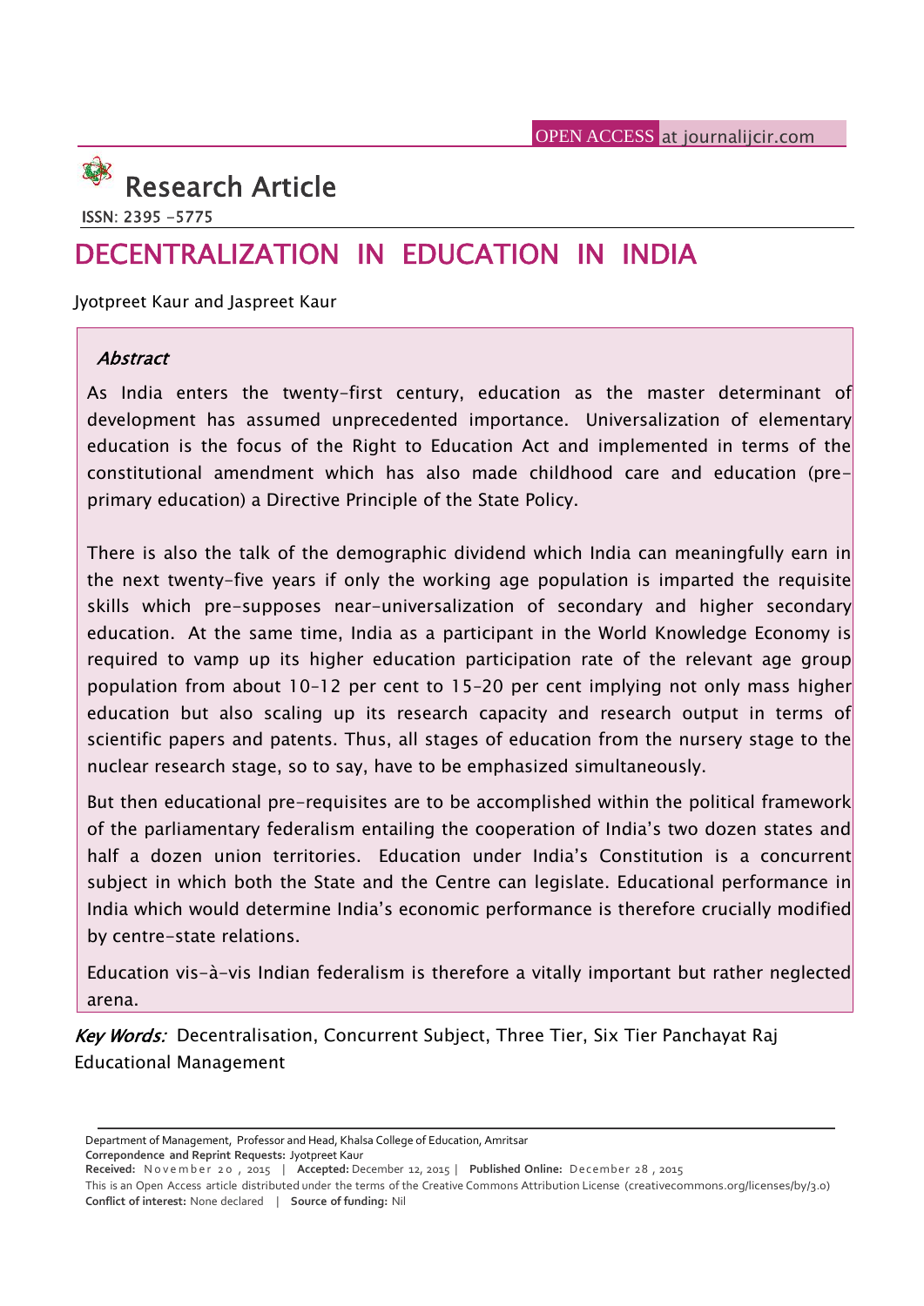OPEN ACCESS at journalijcir.com

# Research Article

ISSN: 2395 -5775

# DECENTRALIZATION IN EDUCATION IN INDIA

Jyotpreet Kaur and Jaspreet Kaur

## *Abstract*

As India enters the twenty-first century, education as the master determinant of development has assumed unprecedented importance. Universalization of elementary education is the focus of the Right to Education Act and implemented in terms of the constitutional amendment which has also made childhood care and education (pre-primary education) a Directive Principle of the State Policy.

There is also the talk of the demographic dividend which India can meaningfully earn in the next twenty-five years if only the working age population is imparted the requisite skills which pre-supposes near-universalization of secondary and higher secondary education. At the same time, India as a participant in the World Knowledge Economy is required to vamp up its higher education participation rate of the relevant age group population from about 10-12 per cent to 15-20 per cent implying not only mass higher education but also scaling up its research capacity and research output in terms of scientific papers and patents. Thus, all stages of education from the nursery stage to the nuclear research stage, so to say, have to be emphasized simultaneously.

But then educational pre-requisites are to be accomplished within the political framework of the parliamentary federalism entailing the cooperation of India's two dozen states and half a dozen union territories. Education under India's Constitution is a concurrent subject in which both the State and the Centre can legislate. Educational performance in India which would determine India's economic performance is therefore crucially modified by centre-state relations.

Education vis-à-vis Indian federalism is therefore a vitally important but rather neglected arena.

*Key Words:* Decentralisation, Concurrent Subject, Three Tier, Six Tier Panchayat Raj Educational Management

---

Department of Management, Professor and Head, Khalsa College of Education, Amritsar
**Correpondence and Reprint Requests:** Jyotpreet Kaur
**Received:** November 20, 2015 | **Accepted:** December 12, 2015 | **Published Online:** December 28, 2015
This is an Open Access article distributed under the terms of the Creative Commons Attribution License (creativecommons.org/licenses/by/3.0)
**Conflict of interest:** None declared | **Source of funding:** Nil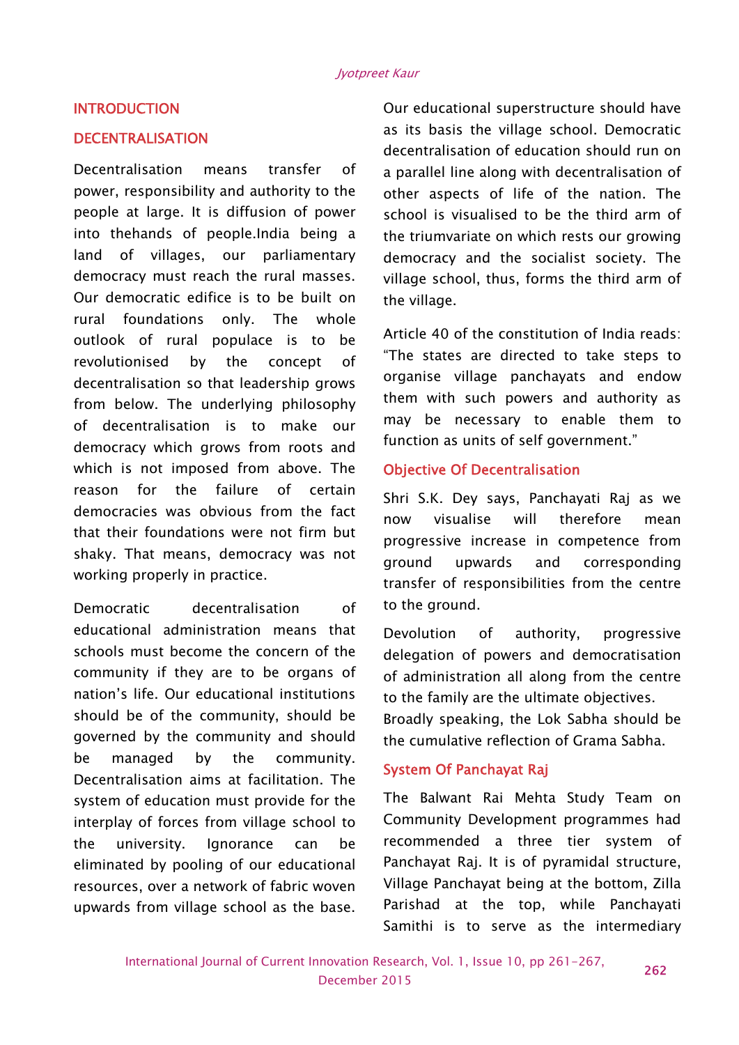## INTRODUCTION

### DECENTRALISATION

Decentralisation means transfer of power, responsibility and authority to the people at large. It is diffusion of power into thehands of people.India being a land of villages, our parliamentary democracy must reach the rural masses. Our democratic edifice is to be built on rural foundations only. The whole outlook of rural populace is to be revolutionised by the concept of decentralisation so that leadership grows from below. The underlying philosophy of decentralisation is to make our democracy which grows from roots and which is not imposed from above. The reason for the failure of certain democracies was obvious from the fact that their foundations were not firm but shaky. That means, democracy was not working properly in practice.

Democratic decentralisation of educational administration means that schools must become the concern of the community if they are to be organs of nation's life. Our educational institutions should be of the community, should be governed by the community and should be managed by the community. Decentralisation aims at facilitation. The system of education must provide for the interplay of forces from village school to the university. Ignorance can be eliminated by pooling of our educational resources, over a network of fabric woven upwards from village school as the base. Our educational superstructure should have as its basis the village school. Democratic decentralisation of education should run on a parallel line along with decentralisation of other aspects of life of the nation. The school is visualised to be the third arm of the triumvariate on which rests our growing democracy and the socialist society. The village school, thus, forms the third arm of the village.

Article 40 of the constitution of India reads: "The states are directed to take steps to organise village panchayats and endow them with such powers and authority as may be necessary to enable them to function as units of self government."

### Objective Of Decentralisation

Shri S.K. Dey says, Panchayati Raj as we now visualise will therefore mean progressive increase in competence from ground upwards and corresponding transfer of responsibilities from the centre to the ground.

Devolution of authority, progressive delegation of powers and democratisation of administration all along from the centre to the family are the ultimate objectives.
Broadly speaking, the Lok Sabha should be the cumulative reflection of Grama Sabha.

### System Of Panchayat Raj

The Balwant Rai Mehta Study Team on Community Development programmes had recommended a three tier system of Panchayat Raj. It is of pyramidal structure, Village Panchayat being at the bottom, Zilla Parishad at the top, while Panchayati Samithi is to serve as the intermediary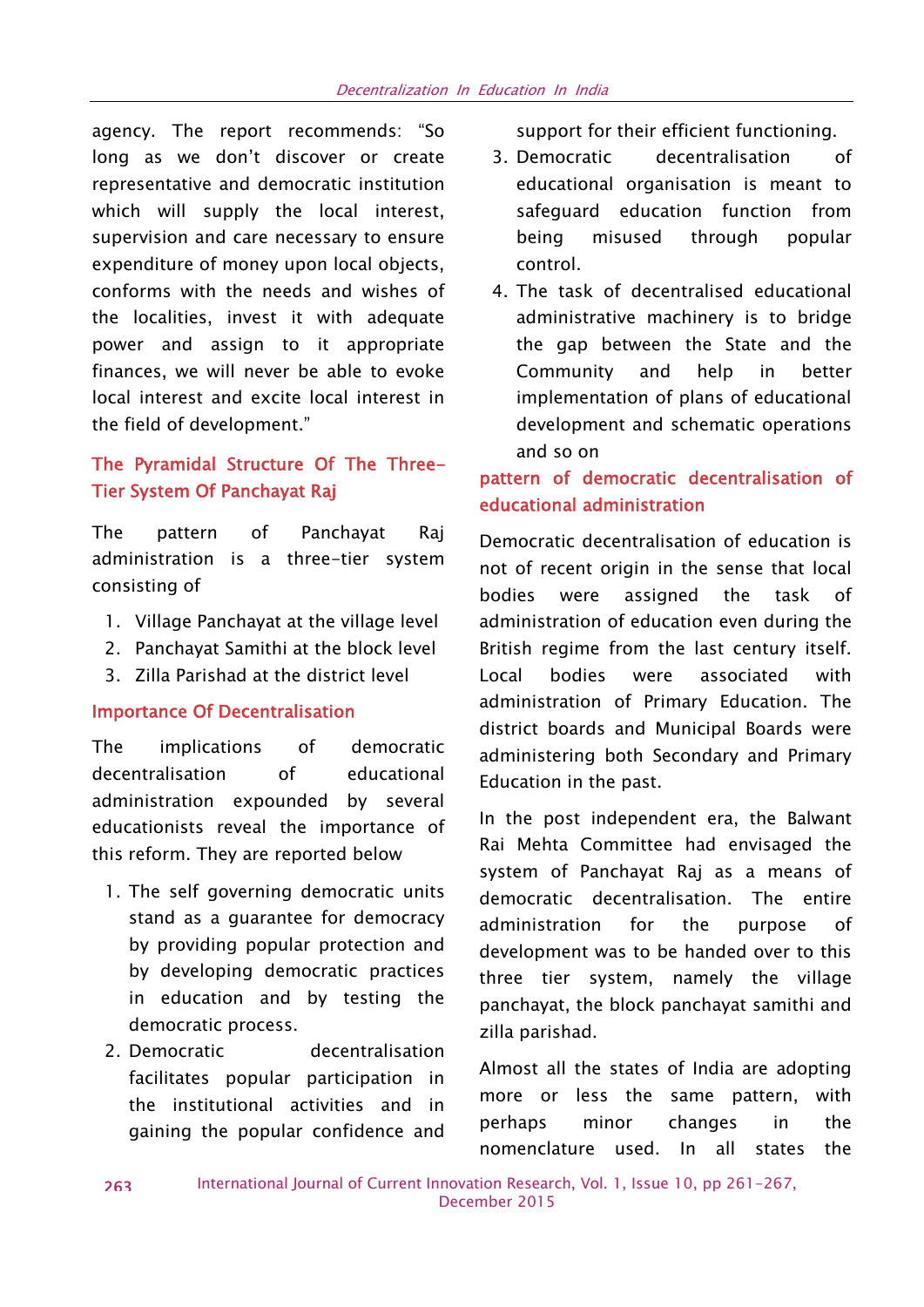agency. The report recommends: "So long as we don't discover or create representative and democratic institution which will supply the local interest, supervision and care necessary to ensure expenditure of money upon local objects, conforms with the needs and wishes of the localities, invest it with adequate power and assign to it appropriate finances, we will never be able to evoke local interest and excite local interest in the field of development."

## The Pyramidal Structure Of The Three-Tier System Of Panchayat Raj

The pattern of Panchayat Raj administration is a three-tier system consisting of

1. Village Panchayat at the village level
2. Panchayat Samithi at the block level
3. Zilla Parishad at the district level

## Importance Of Decentralisation

The implications of democratic decentralisation of educational administration expounded by several educationists reveal the importance of this reform. They are reported below

1. The self governing democratic units stand as a guarantee for democracy by providing popular protection and by developing democratic practices in education and by testing the democratic process.
2. Democratic decentralisation facilitates popular participation in the institutional activities and in gaining the popular confidence and support for their efficient functioning.
3. Democratic decentralisation of educational organisation is meant to safeguard education function from being misused through popular control.
4. The task of decentralised educational administrative machinery is to bridge the gap between the State and the Community and help in better implementation of plans of educational development and schematic operations and so on

## pattern of democratic decentralisation of educational administration

Democratic decentralisation of education is not of recent origin in the sense that local bodies were assigned the task of administration of education even during the British regime from the last century itself. Local bodies were associated with administration of Primary Education. The district boards and Municipal Boards were administering both Secondary and Primary Education in the past.

In the post independent era, the Balwant Rai Mehta Committee had envisaged the system of Panchayat Raj as a means of democratic decentralisation. The entire administration for the purpose of development was to be handed over to this three tier system, namely the village panchayat, the block panchayat samithi and zilla parishad.

Almost all the states of India are adopting more or less the same pattern, with perhaps minor changes in the nomenclature used. In all states the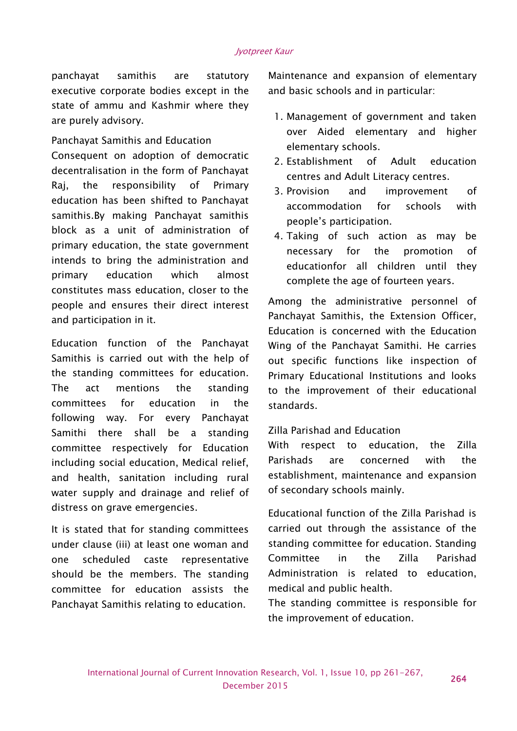panchayat samithis are statutory executive corporate bodies except in the state of ammu and Kashmir where they are purely advisory.

## Panchayat Samithis and Education

Consequent on adoption of democratic decentralisation in the form of Panchayat Raj, the responsibility of Primary education has been shifted to Panchayat samithis.By making Panchayat samithis block as a unit of administration of primary education, the state government intends to bring the administration and primary education which almost constitutes mass education, closer to the people and ensures their direct interest and participation in it.

Education function of the Panchayat Samithis is carried out with the help of the standing committees for education. The act mentions the standing committees for education in the following way. For every Panchayat Samithi there shall be a standing committee respectively for Education including social education, Medical relief, and health, sanitation including rural water supply and drainage and relief of distress on grave emergencies.

It is stated that for standing committees under clause (iii) at least one woman and one scheduled caste representative should be the members. The standing committee for education assists the Panchayat Samithis relating to education.

Maintenance and expansion of elementary and basic schools and in particular:

1. Management of government and taken over Aided elementary and higher elementary schools.
2. Establishment of Adult education centres and Adult Literacy centres.
3. Provision and improvement of accommodation for schools with people's participation.
4. Taking of such action as may be necessary for the promotion of educationfor all children until they complete the age of fourteen years.

Among the administrative personnel of Panchayat Samithis, the Extension Officer, Education is concerned with the Education Wing of the Panchayat Samithi. He carries out specific functions like inspection of Primary Educational Institutions and looks to the improvement of their educational standards.

## Zilla Parishad and Education

With respect to education, the Zilla Parishads are concerned with the establishment, maintenance and expansion of secondary schools mainly.

Educational function of the Zilla Parishad is carried out through the assistance of the standing committee for education. Standing Committee in the Zilla Parishad Administration is related to education, medical and public health.

The standing committee is responsible for the improvement of education.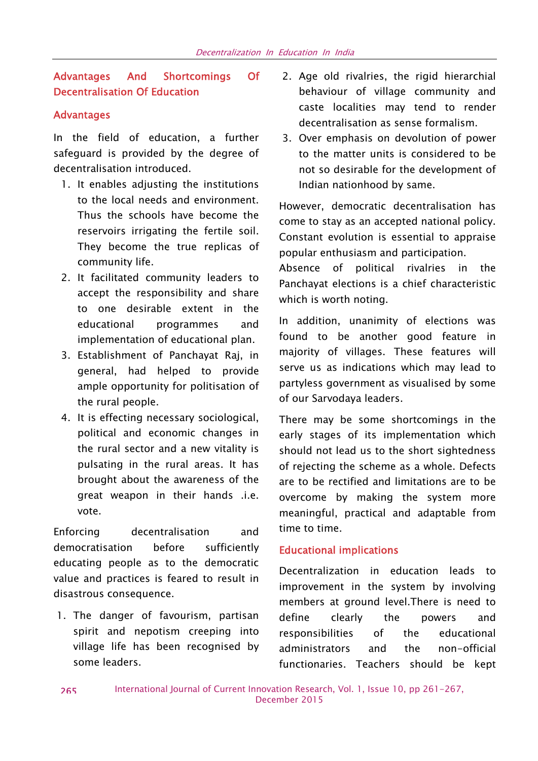## Advantages And Shortcomings Of Decentralisation Of Education

### Advantages

In the field of education, a further safeguard is provided by the degree of decentralisation introduced.

1. It enables adjusting the institutions to the local needs and environment. Thus the schools have become the reservoirs irrigating the fertile soil. They become the true replicas of community life.
2. It facilitated community leaders to accept the responsibility and share to one desirable extent in the educational programmes and implementation of educational plan.
3. Establishment of Panchayat Raj, in general, had helped to provide ample opportunity for politisation of the rural people.
4. It is effecting necessary sociological, political and economic changes in the rural sector and a new vitality is pulsating in the rural areas. It has brought about the awareness of the great weapon in their hands .i.e. vote.

Enforcing decentralisation and democratisation before sufficiently educating people as to the democratic value and practices is feared to result in disastrous consequence.

1. The danger of favourism, partisan spirit and nepotism creeping into village life has been recognised by some leaders.
2. Age old rivalries, the rigid hierarchial behaviour of village community and caste localities may tend to render decentralisation as sense formalism.
3. Over emphasis on devolution of power to the matter units is considered to be not so desirable for the development of Indian nationhood by same.

However, democratic decentralisation has come to stay as an accepted national policy. Constant evolution is essential to appraise popular enthusiasm and participation. Absence of political rivalries in the Panchayat elections is a chief characteristic which is worth noting.

In addition, unanimity of elections was found to be another good feature in majority of villages. These features will serve us as indications which may lead to partyless government as visualised by some of our Sarvodaya leaders.

There may be some shortcomings in the early stages of its implementation which should not lead us to the short sightedness of rejecting the scheme as a whole. Defects are to be rectified and limitations are to be overcome by making the system more meaningful, practical and adaptable from time to time.

### Educational implications

Decentralization in education leads to improvement in the system by involving members at ground level.There is need to define clearly the powers and responsibilities of the educational administrators and the non-official functionaries. Teachers should be kept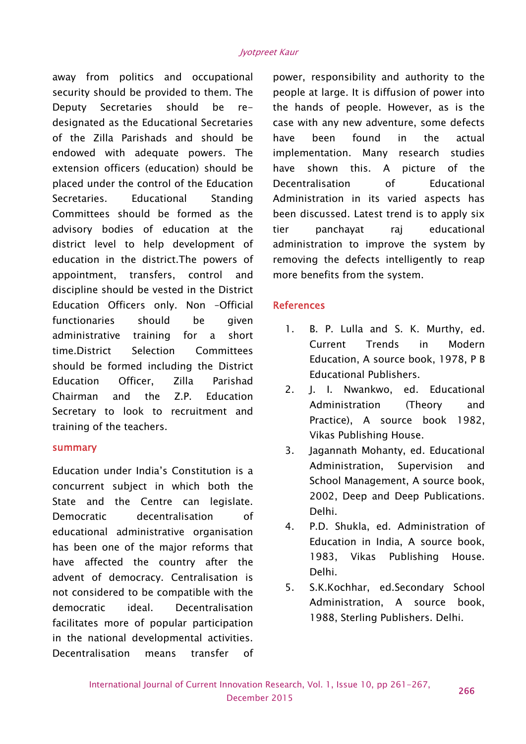away from politics and occupational security should be provided to them. The Deputy Secretaries should be re-designated as the Educational Secretaries of the Zilla Parishads and should be endowed with adequate powers. The extension officers (education) should be placed under the control of the Education Secretaries. Educational Standing Committees should be formed as the advisory bodies of education at the district level to help development of education in the district.The powers of appointment, transfers, control and discipline should be vested in the District Education Officers only. Non -Official functionaries should be given administrative training for a short time.District Selection Committees should be formed including the District Education Officer, Zilla Parishad Chairman and the Z.P. Education Secretary to look to recruitment and training of the teachers.

## summary

Education under India's Constitution is a concurrent subject in which both the State and the Centre can legislate. Democratic decentralisation of educational administrative organisation has been one of the major reforms that have affected the country after the advent of democracy. Centralisation is not considered to be compatible with the democratic ideal. Decentralisation facilitates more of popular participation in the national developmental activities. Decentralisation means transfer of power, responsibility and authority to the people at large. It is diffusion of power into the hands of people. However, as is the case with any new adventure, some defects have been found in the actual implementation. Many research studies have shown this. A picture of the Decentralisation of Educational Administration in its varied aspects has been discussed. Latest trend is to apply six tier panchayat raj educational administration to improve the system by removing the defects intelligently to reap more benefits from the system.

## References

1. B. P. Lulla and S. K. Murthy, ed. Current Trends in Modern Education, A source book, 1978, P B Educational Publishers.
2. J. I. Nwankwo, ed. Educational Administration (Theory and Practice), A source book 1982, Vikas Publishing House.
3. Jagannath Mohanty, ed. Educational Administration, Supervision and School Management, A source book, 2002, Deep and Deep Publications. Delhi.
4. P.D. Shukla, ed. Administration of Education in India, A source book, 1983, Vikas Publishing House. Delhi.
5. S.K.Kochhar, ed.Secondary School Administration, A source book, 1988, Sterling Publishers. Delhi.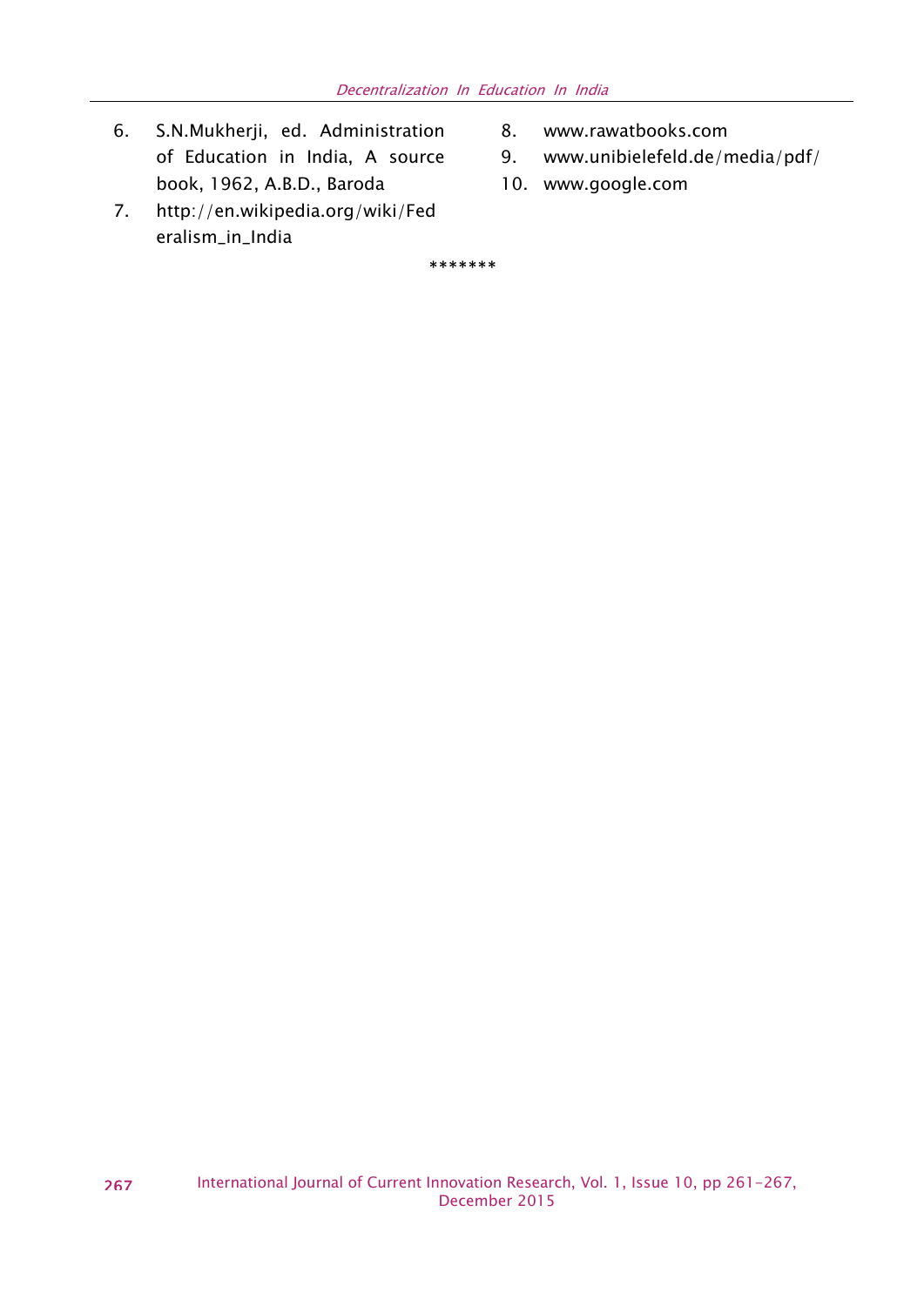6. S.N.Mukherji, ed. Administration of Education in India, A source book, 1962, A.B.D., Baroda
7. http://en.wikipedia.org/wiki/Federalism_in_India
8. www.rawatbooks.com
9. www.unibielefeld.de/media/pdf/
10. www.google.com

*******